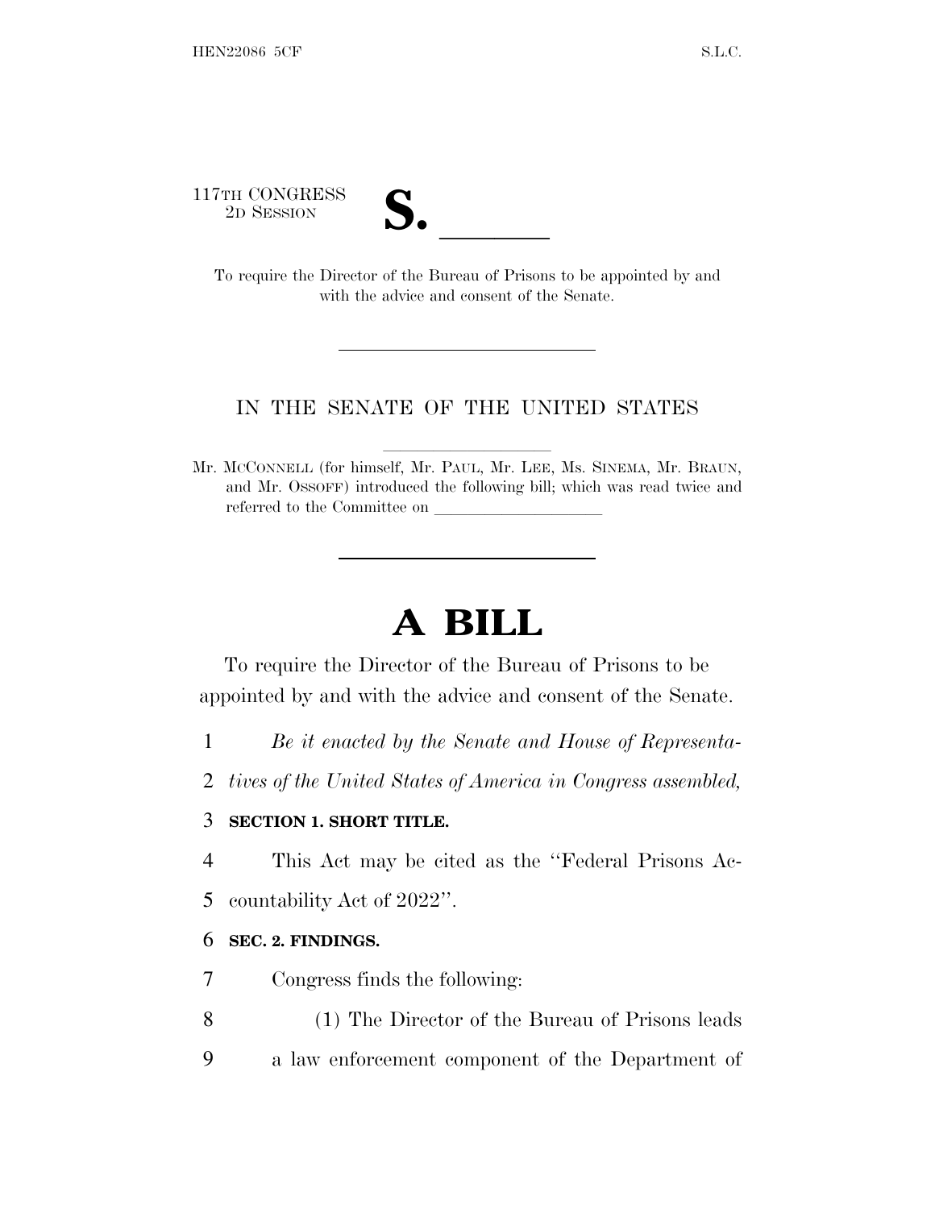117TH CONGRESS
2D SESSION

# S. \_\_\_\_\_\_

To require the Director of the Bureau of Prisons to be appointed by and with the advice and consent of the Senate.

---

IN THE SENATE OF THE UNITED STATES

Mr. MCCONNELL (for himself, Mr. PAUL, Mr. LEE, Ms. SINEMA, Mr. BRAUN, and Mr. OSSOFF) introduced the following bill; which was read twice and referred to the Committee on \_\_\_\_\_\_\_\_\_\_\_\_\_\_\_\_\_\_\_\_

---

# A BILL

To require the Director of the Bureau of Prisons to be appointed by and with the advice and consent of the Senate.

1 *Be it enacted by the Senate and House of Representa-*
2 *tives of the United States of America in Congress assembled,*

3 **SECTION 1. SHORT TITLE.**

4 This Act may be cited as the "Federal Prisons Ac-
5 countability Act of 2022".

6 **SEC. 2. FINDINGS.**

7 Congress finds the following:

8 (1) The Director of the Bureau of Prisons leads
9 a law enforcement component of the Department of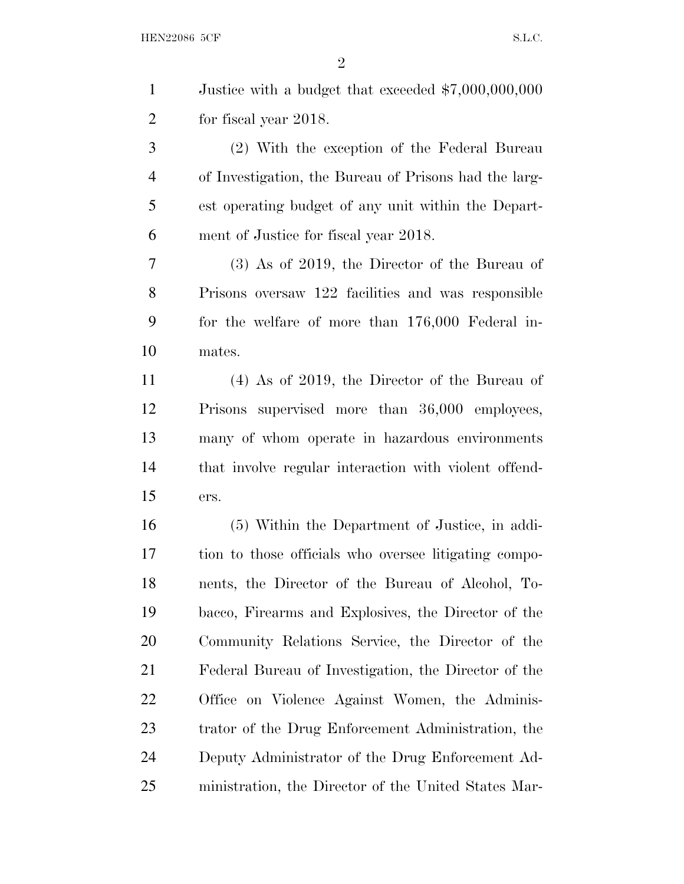Justice with a budget that exceeded $7,000,000,000 for fiscal year 2018.

(2) With the exception of the Federal Bureau of Investigation, the Bureau of Prisons had the largest operating budget of any unit within the Department of Justice for fiscal year 2018.

(3) As of 2019, the Director of the Bureau of Prisons oversaw 122 facilities and was responsible for the welfare of more than 176,000 Federal inmates.

(4) As of 2019, the Director of the Bureau of Prisons supervised more than 36,000 employees, many of whom operate in hazardous environments that involve regular interaction with violent offenders.

(5) Within the Department of Justice, in addition to those officials who oversee litigating components, the Director of the Bureau of Alcohol, Tobacco, Firearms and Explosives, the Director of the Community Relations Service, the Director of the Federal Bureau of Investigation, the Director of the Office on Violence Against Women, the Administrator of the Drug Enforcement Administration, the Deputy Administrator of the Drug Enforcement Administration, the Director of the United States Mar-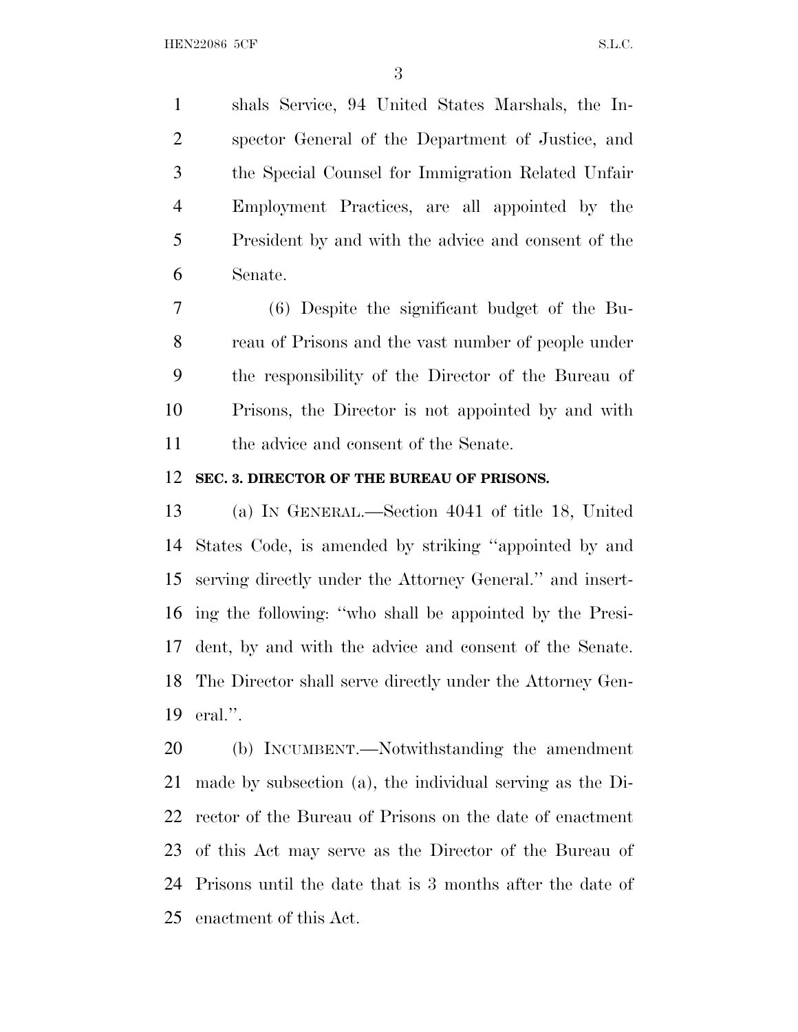shals Service, 94 United States Marshals, the Inspector General of the Department of Justice, and the Special Counsel for Immigration Related Unfair Employment Practices, are all appointed by the President by and with the advice and consent of the Senate.

(6) Despite the significant budget of the Bureau of Prisons and the vast number of people under the responsibility of the Director of the Bureau of Prisons, the Director is not appointed by and with the advice and consent of the Senate.

**SEC. 3. DIRECTOR OF THE BUREAU OF PRISONS.**

(a) IN GENERAL.—Section 4041 of title 18, United States Code, is amended by striking "appointed by and serving directly under the Attorney General." and inserting the following: "who shall be appointed by the President, by and with the advice and consent of the Senate. The Director shall serve directly under the Attorney General.".

(b) INCUMBENT.—Notwithstanding the amendment made by subsection (a), the individual serving as the Director of the Bureau of Prisons on the date of enactment of this Act may serve as the Director of the Bureau of Prisons until the date that is 3 months after the date of enactment of this Act.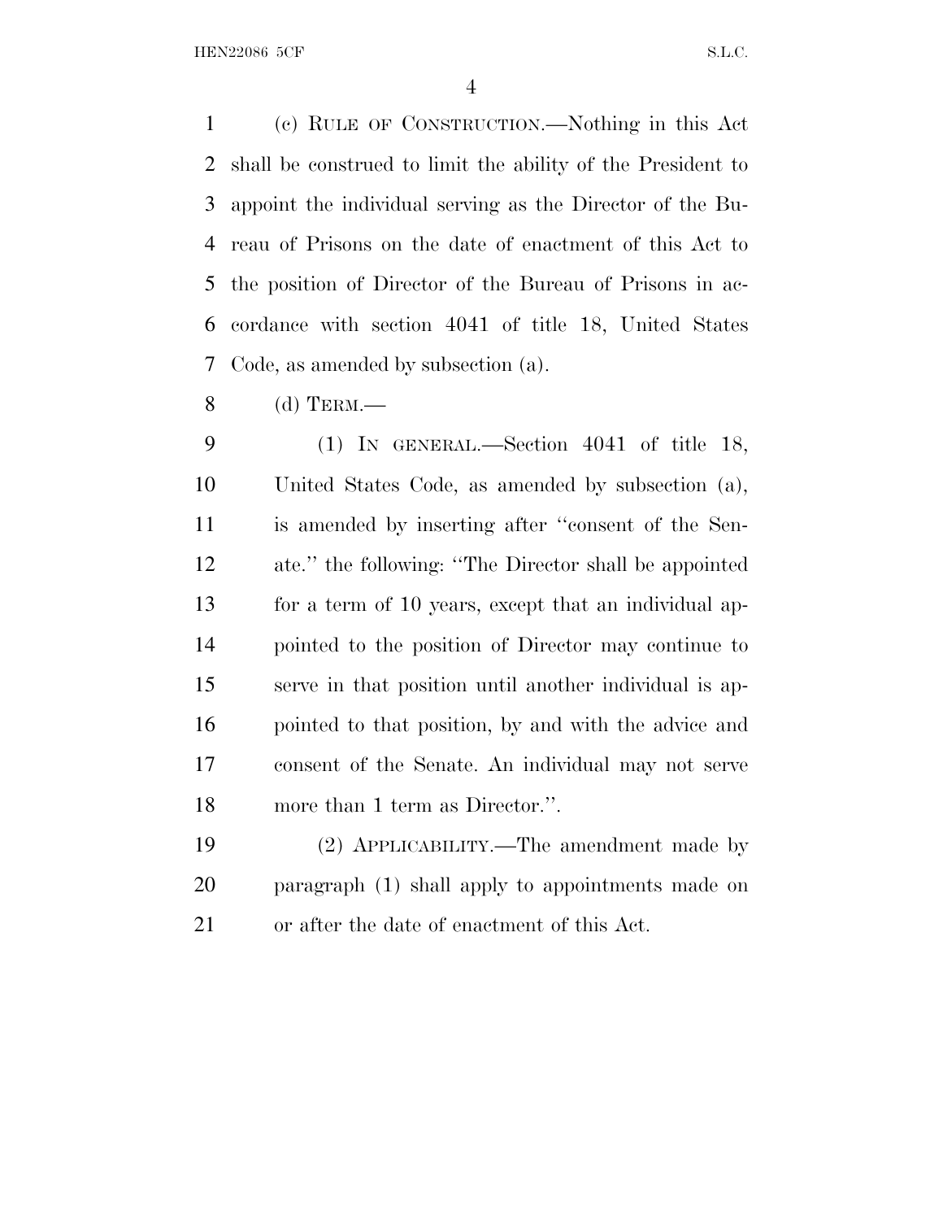(c) RULE OF CONSTRUCTION.—Nothing in this Act shall be construed to limit the ability of the President to appoint the individual serving as the Director of the Bureau of Prisons on the date of enactment of this Act to the position of Director of the Bureau of Prisons in accordance with section 4041 of title 18, United States Code, as amended by subsection (a).

(d) TERM.—

(1) IN GENERAL.—Section 4041 of title 18, United States Code, as amended by subsection (a), is amended by inserting after ''consent of the Senate.'' the following: ''The Director shall be appointed for a term of 10 years, except that an individual appointed to the position of Director may continue to serve in that position until another individual is appointed to that position, by and with the advice and consent of the Senate. An individual may not serve more than 1 term as Director.''.

(2) APPLICABILITY.—The amendment made by paragraph (1) shall apply to appointments made on or after the date of enactment of this Act.